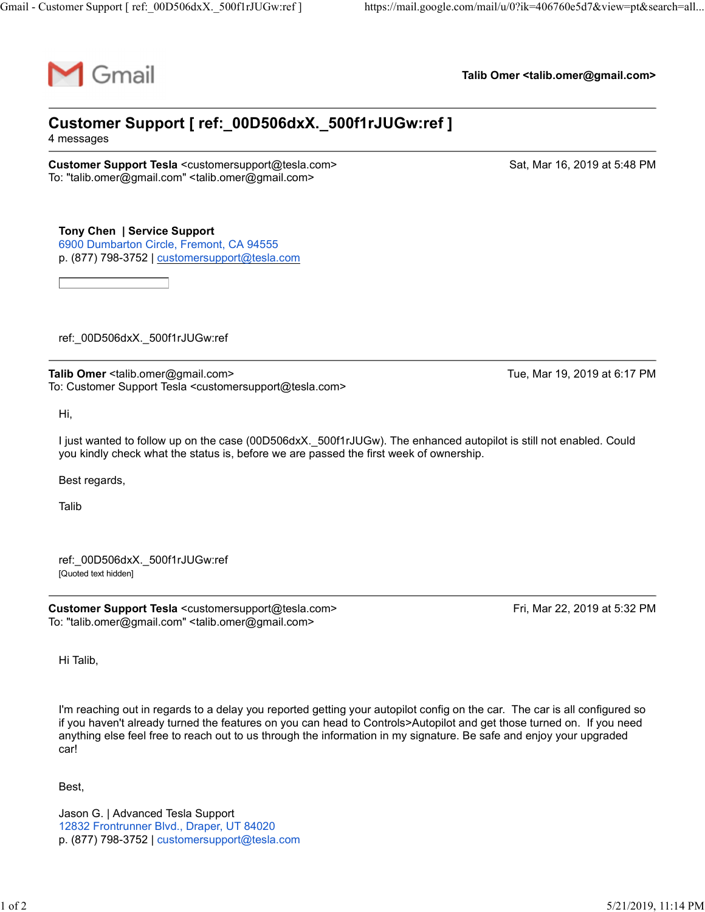Gmail

**Talib Omer <talib.omer@gmail.com>**

---

# Customer Support [ ref:_00D506dxX._500f1rJUGw:ref ]

4 messages

---

**Customer Support Tesla** <customersupport@tesla.com> — Sat, Mar 16, 2019 at 5:48 PM
To: "talib.omer@gmail.com" <talib.omer@gmail.com>

**Tony Chen | Service Support**
6900 Dumbarton Circle, Fremont, CA 94555
p. (877) 798-3752 | customersupport@tesla.com

ref:_00D506dxX._500f1rJUGw:ref

---

**Talib Omer** <talib.omer@gmail.com> — Tue, Mar 19, 2019 at 6:17 PM
To: Customer Support Tesla <customersupport@tesla.com>

Hi,

I just wanted to follow up on the case (00D506dxX._500f1rJUGw). The enhanced autopilot is still not enabled. Could you kindly check what the status is, before we are passed the first week of ownership.

Best regards,

Talib

ref:_00D506dxX._500f1rJUGw:ref
[Quoted text hidden]

---

**Customer Support Tesla** <customersupport@tesla.com> — Fri, Mar 22, 2019 at 5:32 PM
To: "talib.omer@gmail.com" <talib.omer@gmail.com>

Hi Talib,

I'm reaching out in regards to a delay you reported getting your autopilot config on the car. The car is all configured so if you haven't already turned the features on you can head to Controls>Autopilot and get those turned on. If you need anything else feel free to reach out to us through the information in my signature. Be safe and enjoy your upgraded car!

Best,

Jason G. | Advanced Tesla Support
12832 Frontrunner Blvd., Draper, UT 84020
p. (877) 798-3752 | customersupport@tesla.com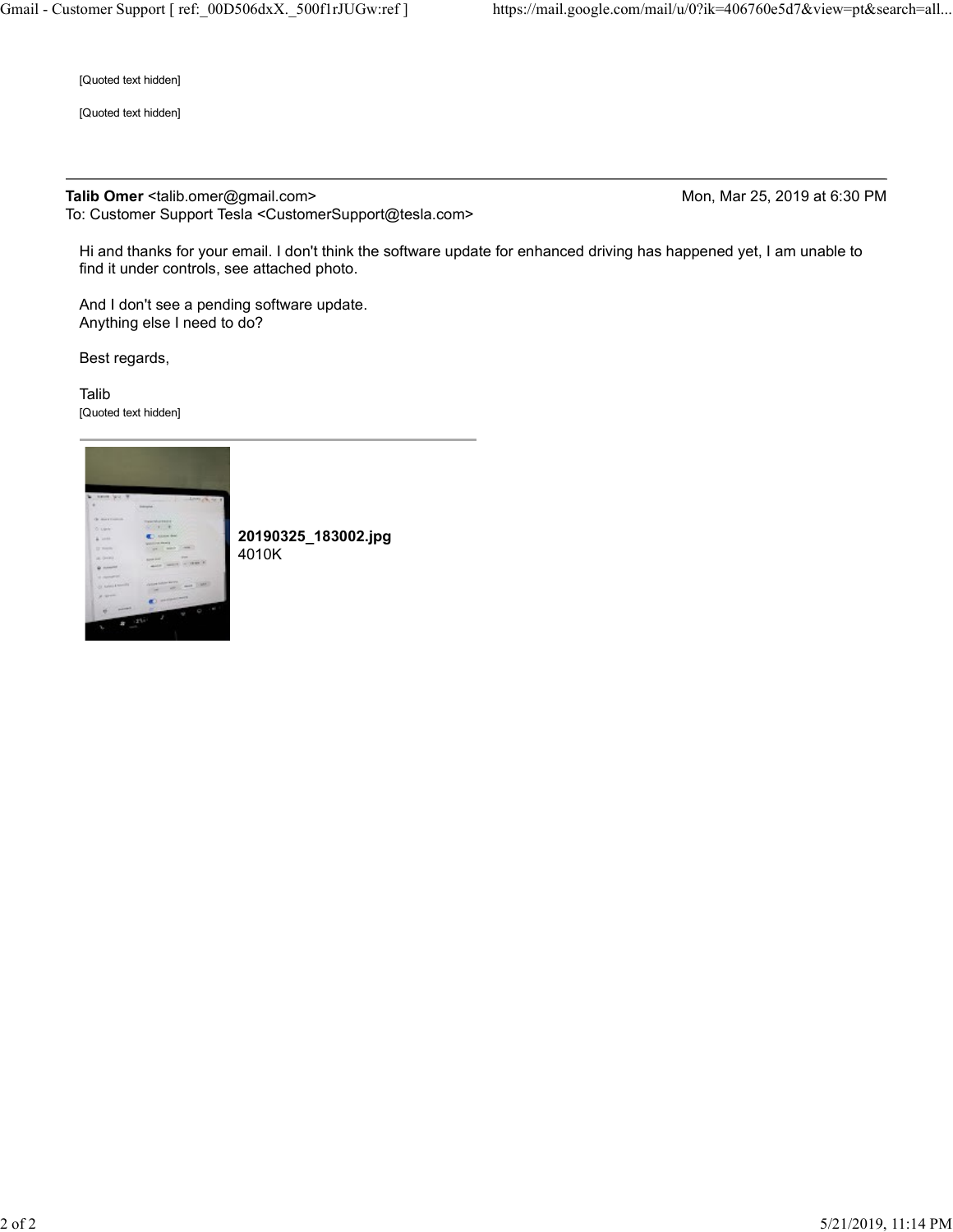[Quoted text hidden]

[Quoted text hidden]

---

**Talib Omer** <talib.omer@gmail.com> Mon, Mar 25, 2019 at 6:30 PM
To: Customer Support Tesla <CustomerSupport@tesla.com>

Hi and thanks for your email. I don't think the software update for enhanced driving has happened yet, I am unable to find it under controls, see attached photo.

And I don't see a pending software update.
Anything else I need to do?

Best regards,

Talib
[Quoted text hidden]

---

**20190325_183002.jpg**
4010K